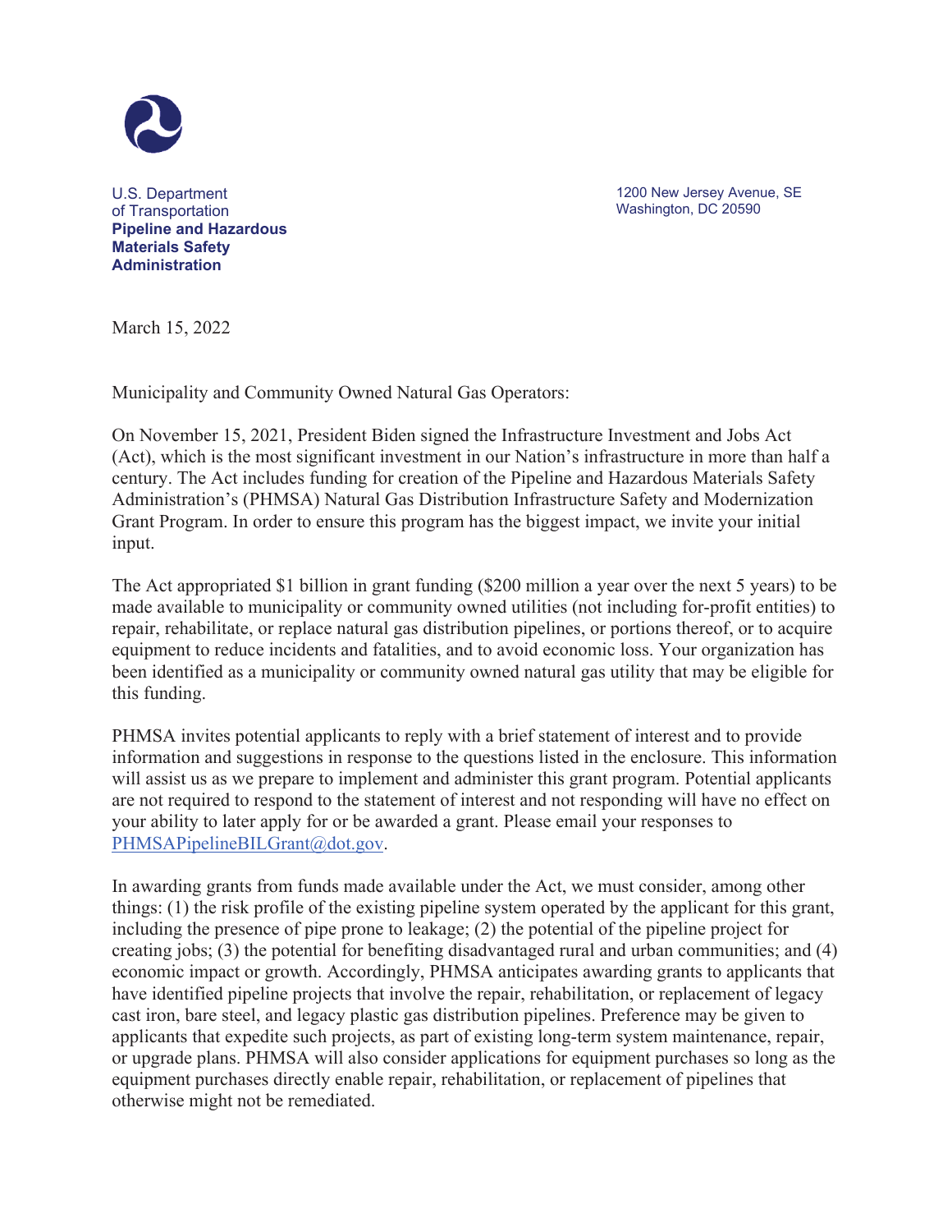U.S. Department of Transportation
**Pipeline and Hazardous Materials Safety Administration**

1200 New Jersey Avenue, SE
Washington, DC 20590

March 15, 2022

Municipality and Community Owned Natural Gas Operators:

On November 15, 2021, President Biden signed the Infrastructure Investment and Jobs Act (Act), which is the most significant investment in our Nation's infrastructure in more than half a century. The Act includes funding for creation of the Pipeline and Hazardous Materials Safety Administration's (PHMSA) Natural Gas Distribution Infrastructure Safety and Modernization Grant Program. In order to ensure this program has the biggest impact, we invite your initial input.

The Act appropriated $1 billion in grant funding ($200 million a year over the next 5 years) to be made available to municipality or community owned utilities (not including for-profit entities) to repair, rehabilitate, or replace natural gas distribution pipelines, or portions thereof, or to acquire equipment to reduce incidents and fatalities, and to avoid economic loss. Your organization has been identified as a municipality or community owned natural gas utility that may be eligible for this funding.

PHMSA invites potential applicants to reply with a brief statement of interest and to provide information and suggestions in response to the questions listed in the enclosure. This information will assist us as we prepare to implement and administer this grant program. Potential applicants are not required to respond to the statement of interest and not responding will have no effect on your ability to later apply for or be awarded a grant. Please email your responses to PHMSAPipelineBILGrant@dot.gov.

In awarding grants from funds made available under the Act, we must consider, among other things: (1) the risk profile of the existing pipeline system operated by the applicant for this grant, including the presence of pipe prone to leakage; (2) the potential of the pipeline project for creating jobs; (3) the potential for benefiting disadvantaged rural and urban communities; and (4) economic impact or growth. Accordingly, PHMSA anticipates awarding grants to applicants that have identified pipeline projects that involve the repair, rehabilitation, or replacement of legacy cast iron, bare steel, and legacy plastic gas distribution pipelines. Preference may be given to applicants that expedite such projects, as part of existing long-term system maintenance, repair, or upgrade plans. PHMSA will also consider applications for equipment purchases so long as the equipment purchases directly enable repair, rehabilitation, or replacement of pipelines that otherwise might not be remediated.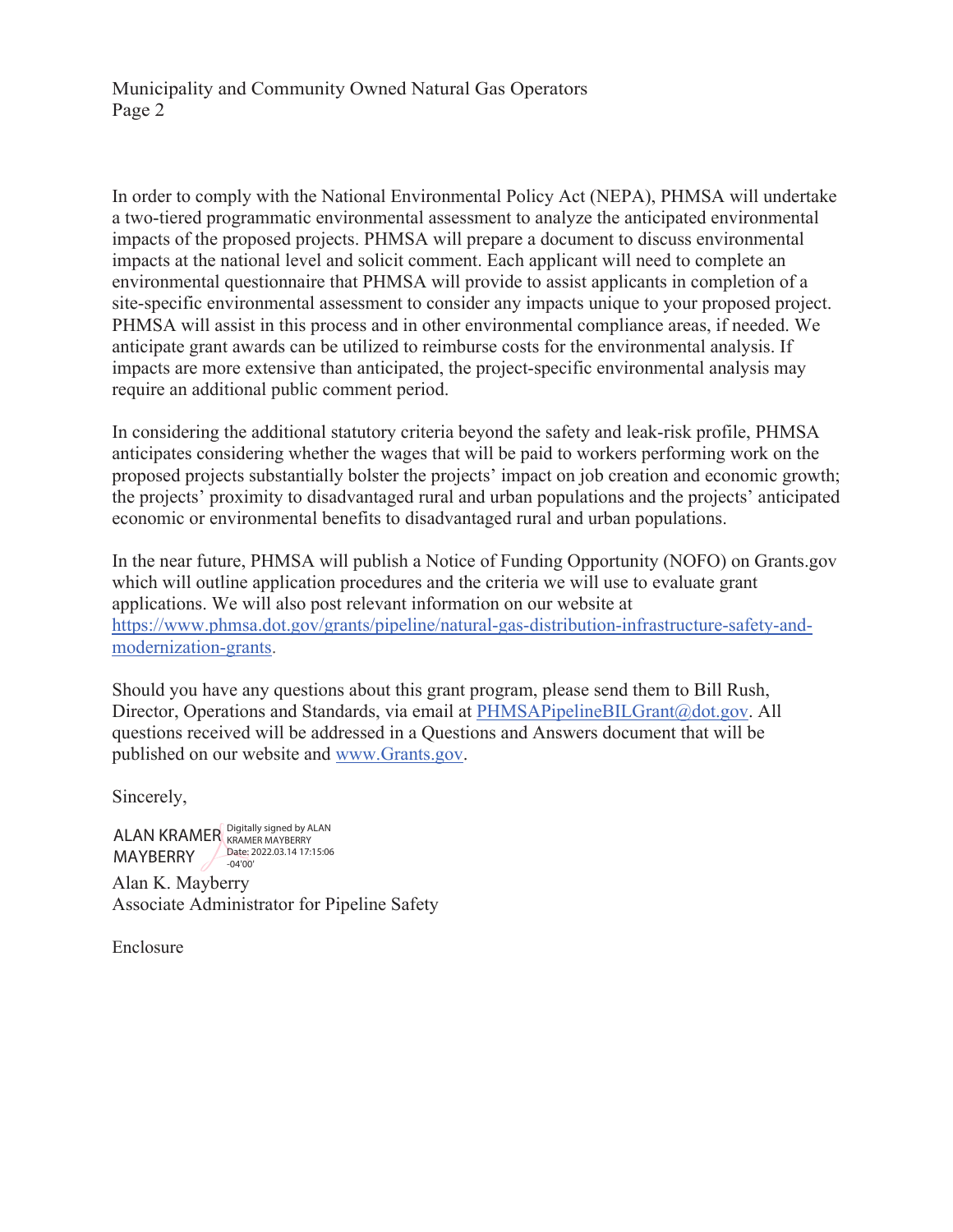In order to comply with the National Environmental Policy Act (NEPA), PHMSA will undertake a two-tiered programmatic environmental assessment to analyze the anticipated environmental impacts of the proposed projects. PHMSA will prepare a document to discuss environmental impacts at the national level and solicit comment. Each applicant will need to complete an environmental questionnaire that PHMSA will provide to assist applicants in completion of a site-specific environmental assessment to consider any impacts unique to your proposed project. PHMSA will assist in this process and in other environmental compliance areas, if needed. We anticipate grant awards can be utilized to reimburse costs for the environmental analysis. If impacts are more extensive than anticipated, the project-specific environmental analysis may require an additional public comment period.

In considering the additional statutory criteria beyond the safety and leak-risk profile, PHMSA anticipates considering whether the wages that will be paid to workers performing work on the proposed projects substantially bolster the projects' impact on job creation and economic growth; the projects' proximity to disadvantaged rural and urban populations and the projects' anticipated economic or environmental benefits to disadvantaged rural and urban populations.

In the near future, PHMSA will publish a Notice of Funding Opportunity (NOFO) on Grants.gov which will outline application procedures and the criteria we will use to evaluate grant applications. We will also post relevant information on our website at https://www.phmsa.dot.gov/grants/pipeline/natural-gas-distribution-infrastructure-safety-and-modernization-grants.

Should you have any questions about this grant program, please send them to Bill Rush, Director, Operations and Standards, via email at PHMSAPipelineBILGrant@dot.gov. All questions received will be addressed in a Questions and Answers document that will be published on our website and www.Grants.gov.

Sincerely,

ALAN KRAMER MAYBERRY
Digitally signed by ALAN KRAMER MAYBERRY
Date: 2022.03.14 17:15:06 -04'00'

Alan K. Mayberry
Associate Administrator for Pipeline Safety

Enclosure